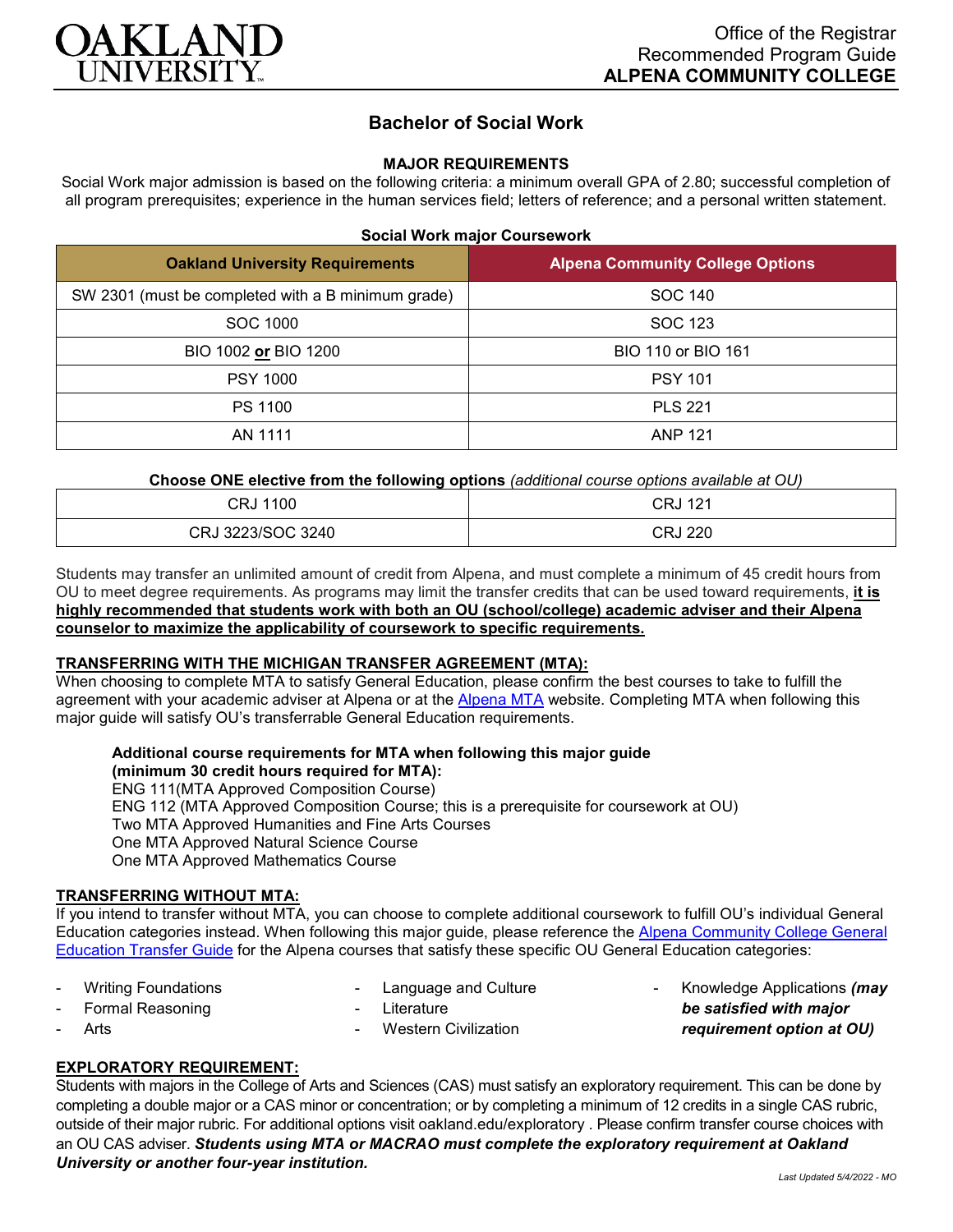Office of the Registrar
Recommended Program Guide
**ALPENA COMMUNITY COLLEGE**

# Bachelor of Social Work

## MAJOR REQUIREMENTS

Social Work major admission is based on the following criteria: a minimum overall GPA of 2.80; successful completion of all program prerequisites; experience in the human services field; letters of reference; and a personal written statement.

**Social Work major Coursework**

| Oakland University Requirements | Alpena Community College Options |
|---|---|
| SW 2301 (must be completed with a B minimum grade) | SOC 140 |
| SOC 1000 | SOC 123 |
| BIO 1002 **or** BIO 1200 | BIO 110 or BIO 161 |
| PSY 1000 | PSY 101 |
| PS 1100 | PLS 221 |
| AN 1111 | ANP 121 |

**Choose ONE elective from the following options** *(additional course options available at OU)*

| | |
|---|---|
| CRJ 1100 | CRJ 121 |
| CRJ 3223/SOC 3240 | CRJ 220 |

Students may transfer an unlimited amount of credit from Alpena, and must complete a minimum of 45 credit hours from OU to meet degree requirements. As programs may limit the transfer credits that can be used toward requirements, **it is highly recommended that students work with both an OU (school/college) academic adviser and their Alpena counselor to maximize the applicability of coursework to specific requirements.**

### TRANSFERRING WITH THE MICHIGAN TRANSFER AGREEMENT (MTA):

When choosing to complete MTA to satisfy General Education, please confirm the best courses to take to fulfill the agreement with your academic adviser at Alpena or at the Alpena MTA website. Completing MTA when following this major guide will satisfy OU's transferrable General Education requirements.

**Additional course requirements for MTA when following this major guide (minimum 30 credit hours required for MTA):**
ENG 111(MTA Approved Composition Course)
ENG 112 (MTA Approved Composition Course; this is a prerequisite for coursework at OU)
Two MTA Approved Humanities and Fine Arts Courses
One MTA Approved Natural Science Course
One MTA Approved Mathematics Course

### TRANSFERRING WITHOUT MTA:

If you intend to transfer without MTA, you can choose to complete additional coursework to fulfill OU's individual General Education categories instead. When following this major guide, please reference the Alpena Community College General Education Transfer Guide for the Alpena courses that satisfy these specific OU General Education categories:

- Writing Foundations
- Formal Reasoning
- Arts
- Language and Culture
- Literature
- Western Civilization
- Knowledge Applications ***(may be satisfied with major requirement option at OU)***

### EXPLORATORY REQUIREMENT:

Students with majors in the College of Arts and Sciences (CAS) must satisfy an exploratory requirement. This can be done by completing a double major or a CAS minor or concentration; or by completing a minimum of 12 credits in a single CAS rubric, outside of their major rubric. For additional options visit oakland.edu/exploratory . Please confirm transfer course choices with an OU CAS adviser. ***Students using MTA or MACRAO must complete the exploratory requirement at Oakland University or another four-year institution.***

*Last Updated 5/4/2022 - MO*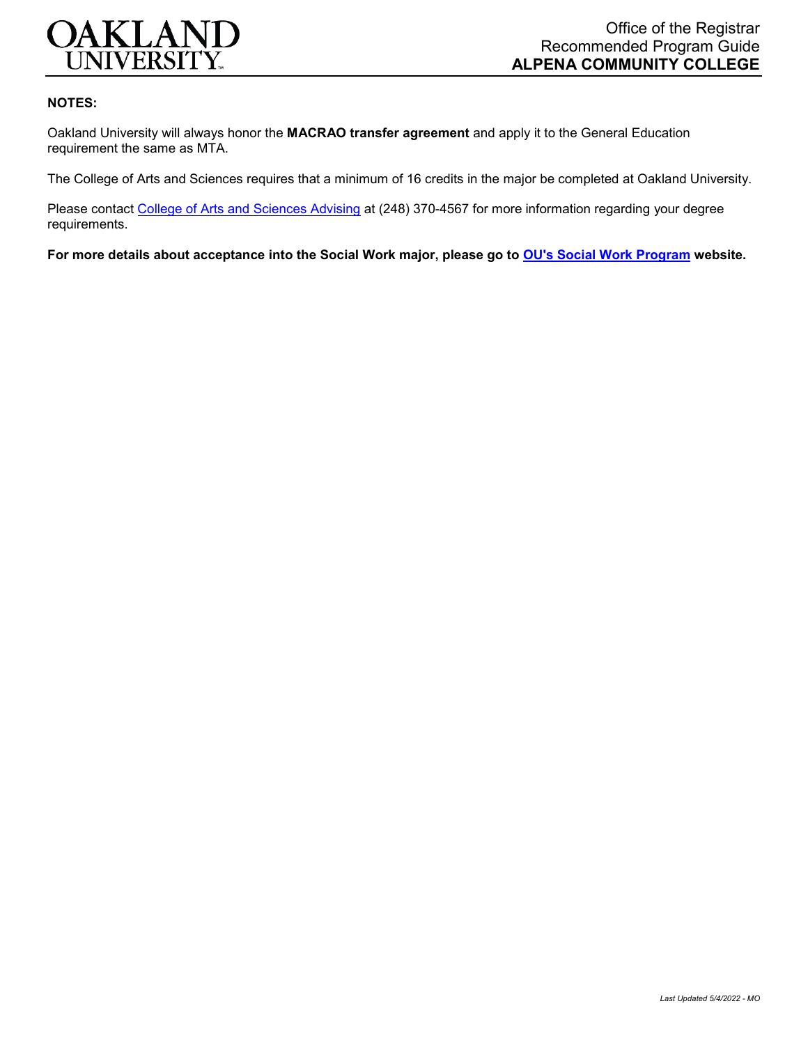**NOTES:**

Oakland University will always honor the **MACRAO transfer agreement** and apply it to the General Education requirement the same as MTA.

The College of Arts and Sciences requires that a minimum of 16 credits in the major be completed at Oakland University.

Please contact College of Arts and Sciences Advising at (248) 370-4567 for more information regarding your degree requirements.

**For more details about acceptance into the Social Work major, please go to OU's Social Work Program website.**

*Last Updated 5/4/2022 - MO*